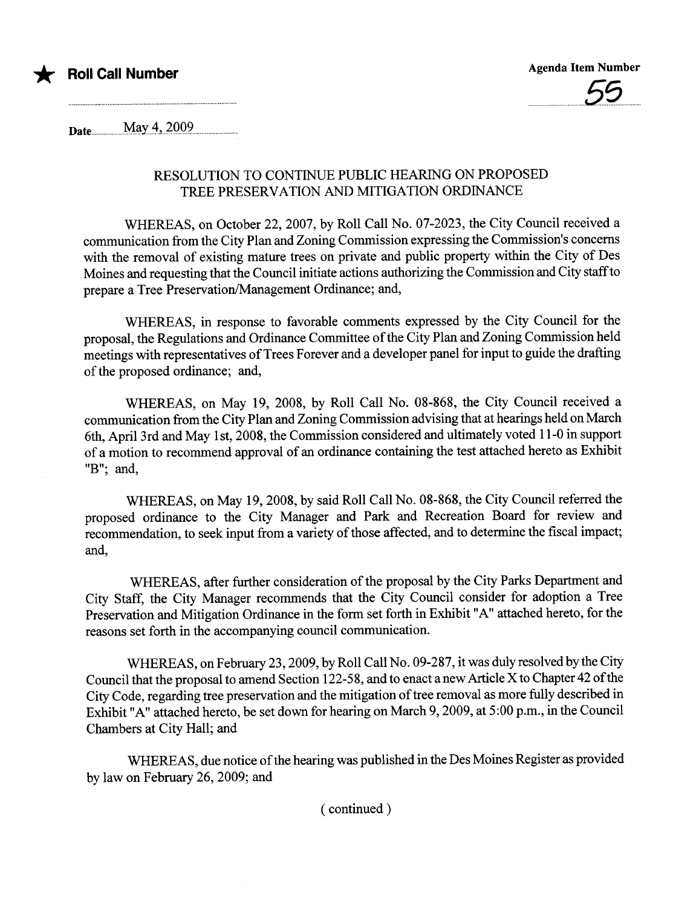★ **Roll Call Number**

**Agenda Item Number**

55

Date May 4, 2009

## RESOLUTION TO CONTINUE PUBLIC HEARING ON PROPOSED TREE PRESERVATION AND MITIGATION ORDINANCE

WHEREAS, on October 22, 2007, by Roll Call No. 07-2023, the City Council received a communication from the City Plan and Zoning Commission expressing the Commission's concerns with the removal of existing mature trees on private and public property within the City of Des Moines and requesting that the Council initiate actions authorizing the Commission and City staff to prepare a Tree Preservation/Management Ordinance; and,

WHEREAS, in response to favorable comments expressed by the City Council for the proposal, the Regulations and Ordinance Committee of the City Plan and Zoning Commission held meetings with representatives of Trees Forever and a developer panel for input to guide the drafting of the proposed ordinance; and,

WHEREAS, on May 19, 2008, by Roll Call No. 08-868, the City Council received a communication from the City Plan and Zoning Commission advising that at hearings held on March 6th, April 3rd and May 1st, 2008, the Commission considered and ultimately voted 11-0 in support of a motion to recommend approval of an ordinance containing the test attached hereto as Exhibit "B"; and,

WHEREAS, on May 19, 2008, by said Roll Call No. 08-868, the City Council referred the proposed ordinance to the City Manager and Park and Recreation Board for review and recommendation, to seek input from a variety of those affected, and to determine the fiscal impact; and,

WHEREAS, after further consideration of the proposal by the City Parks Department and City Staff, the City Manager recommends that the City Council consider for adoption a Tree Preservation and Mitigation Ordinance in the form set forth in Exhibit "A" attached hereto, for the reasons set forth in the accompanying council communication.

WHEREAS, on February 23, 2009, by Roll Call No. 09-287, it was duly resolved by the City Council that the proposal to amend Section 122-58, and to enact a new Article X to Chapter 42 of the City Code, regarding tree preservation and the mitigation of tree removal as more fully described in Exhibit "A" attached hereto, be set down for hearing on March 9, 2009, at 5:00 p.m., in the Council Chambers at City Hall; and

WHEREAS, due notice of the hearing was published in the Des Moines Register as provided by law on February 26, 2009; and

( continued )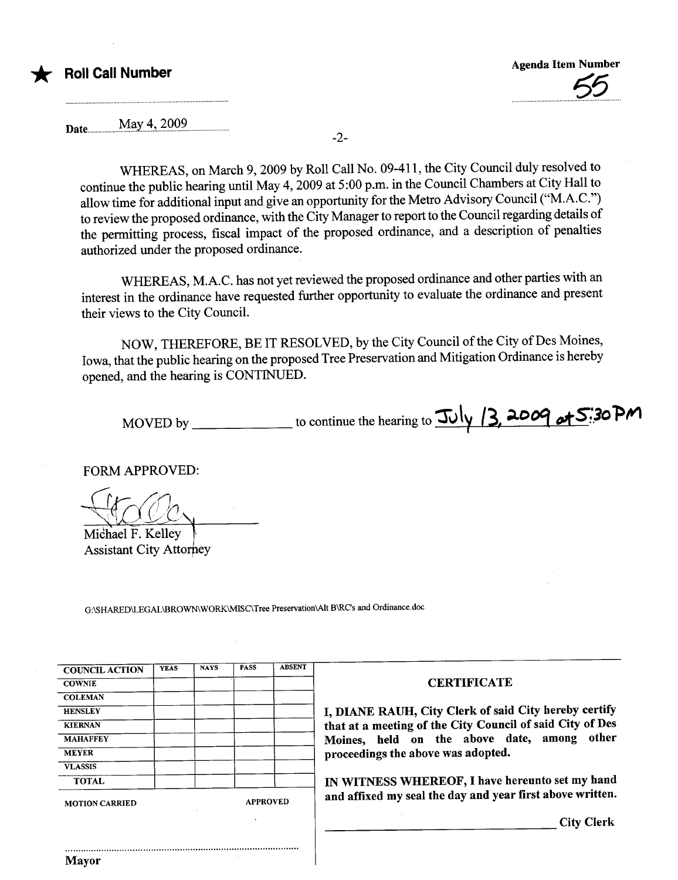★ **Roll Call Number**

Agenda Item Number
55

Date May 4, 2009

WHEREAS, on March 9, 2009 by Roll Call No. 09-411, the City Council duly resolved to continue the public hearing until May 4, 2009 at 5:00 p.m. in the Council Chambers at City Hall to allow time for additional input and give an opportunity for the Metro Advisory Council ("M.A.C.") to review the proposed ordinance, with the City Manager to report to the Council regarding details of the permitting process, fiscal impact of the proposed ordinance, and a description of penalties authorized under the proposed ordinance.

WHEREAS, M.A.C. has not yet reviewed the proposed ordinance and other parties with an interest in the ordinance have requested further opportunity to evaluate the ordinance and present their views to the City Council.

NOW, THEREFORE, BE IT RESOLVED, by the City Council of the City of Des Moines, Iowa, that the public hearing on the proposed Tree Preservation and Mitigation Ordinance is hereby opened, and the hearing is CONTINUED.

MOVED by ______________ to continue the hearing to July 13, 2009 at 5:30 PM

FORM APPROVED:

Michael F. Kelley
Assistant City Attorney

G:\SHARED\LEGAL\BROWN\WORK\MISC\Tree Preservation\Alt B\RC's and Ordinance.doc

| COUNCIL ACTION | YEAS | NAYS | PASS | ABSENT |
|---|---|---|---|---|
| COWNIE | | | | |
| COLEMAN | | | | |
| HENSLEY | | | | |
| KIERNAN | | | | |
| MAHAFFEY | | | | |
| MEYER | | | | |
| VLASSIS | | | | |
| TOTAL | | | | |

MOTION CARRIED APPROVED

Mayor

**CERTIFICATE**

**I, DIANE RAUH, City Clerk of said City hereby certify that at a meeting of the City Council of said City of Des Moines, held on the above date, among other proceedings the above was adopted.**

**IN WITNESS WHEREOF, I have hereunto set my hand and affixed my seal the day and year first above written.**

______________________________ City Clerk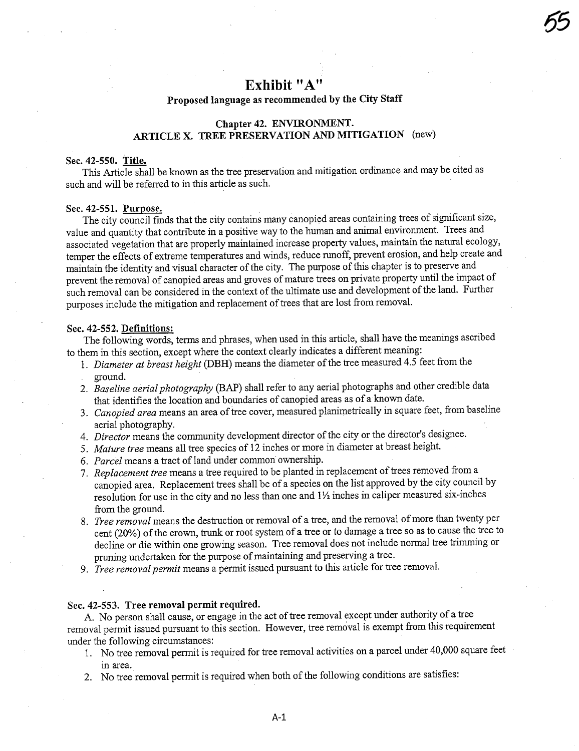# Exhibit "A"

**Proposed language as recommended by the City Staff**

**Chapter 42. ENVIRONMENT.**
**ARTICLE X. TREE PRESERVATION AND MITIGATION** (new)

**Sec. 42-550. Title.**

This Article shall be known as the tree preservation and mitigation ordinance and may be cited as such and will be referred to in this article as such.

**Sec. 42-551. Purpose.**

The city council finds that the city contains many canopied areas containing trees of significant size, value and quantity that contribute in a positive way to the human and animal environment. Trees and associated vegetation that are properly maintained increase property values, maintain the natural ecology, temper the effects of extreme temperatures and winds, reduce runoff, prevent erosion, and help create and maintain the identity and visual character of the city. The purpose of this chapter is to preserve and prevent the removal of canopied areas and groves of mature trees on private property until the impact of such removal can be considered in the context of the ultimate use and development of the land. Further purposes include the mitigation and replacement of trees that are lost from removal.

**Sec. 42-552. Definitions:**

The following words, terms and phrases, when used in this article, shall have the meanings ascribed to them in this section, except where the context clearly indicates a different meaning:

1. *Diameter at breast height* (DBH) means the diameter of the tree measured 4.5 feet from the ground.
2. *Baseline aerial photography* (BAP) shall refer to any aerial photographs and other credible data that identifies the location and boundaries of canopied areas as of a known date.
3. *Canopied area* means an area of tree cover, measured planimetrically in square feet, from baseline aerial photography.
4. *Director* means the community development director of the city or the director's designee.
5. *Mature tree* means all tree species of 12 inches or more in diameter at breast height.
6. *Parcel* means a tract of land under common ownership.
7. *Replacement tree* means a tree required to be planted in replacement of trees removed from a canopied area. Replacement trees shall be of a species on the list approved by the city council by resolution for use in the city and no less than one and 1½ inches in caliper measured six-inches from the ground.
8. *Tree removal* means the destruction or removal of a tree, and the removal of more than twenty per cent (20%) of the crown, trunk or root system of a tree or to damage a tree so as to cause the tree to decline or die within one growing season. Tree removal does not include normal tree trimming or pruning undertaken for the purpose of maintaining and preserving a tree.
9. *Tree removal permit* means a permit issued pursuant to this article for tree removal.

**Sec. 42-553. Tree removal permit required.**

A. No person shall cause, or engage in the act of tree removal except under authority of a tree removal permit issued pursuant to this section. However, tree removal is exempt from this requirement under the following circumstances:

1. No tree removal permit is required for tree removal activities on a parcel under 40,000 square feet in area.
2. No tree removal permit is required when both of the following conditions are satisfies: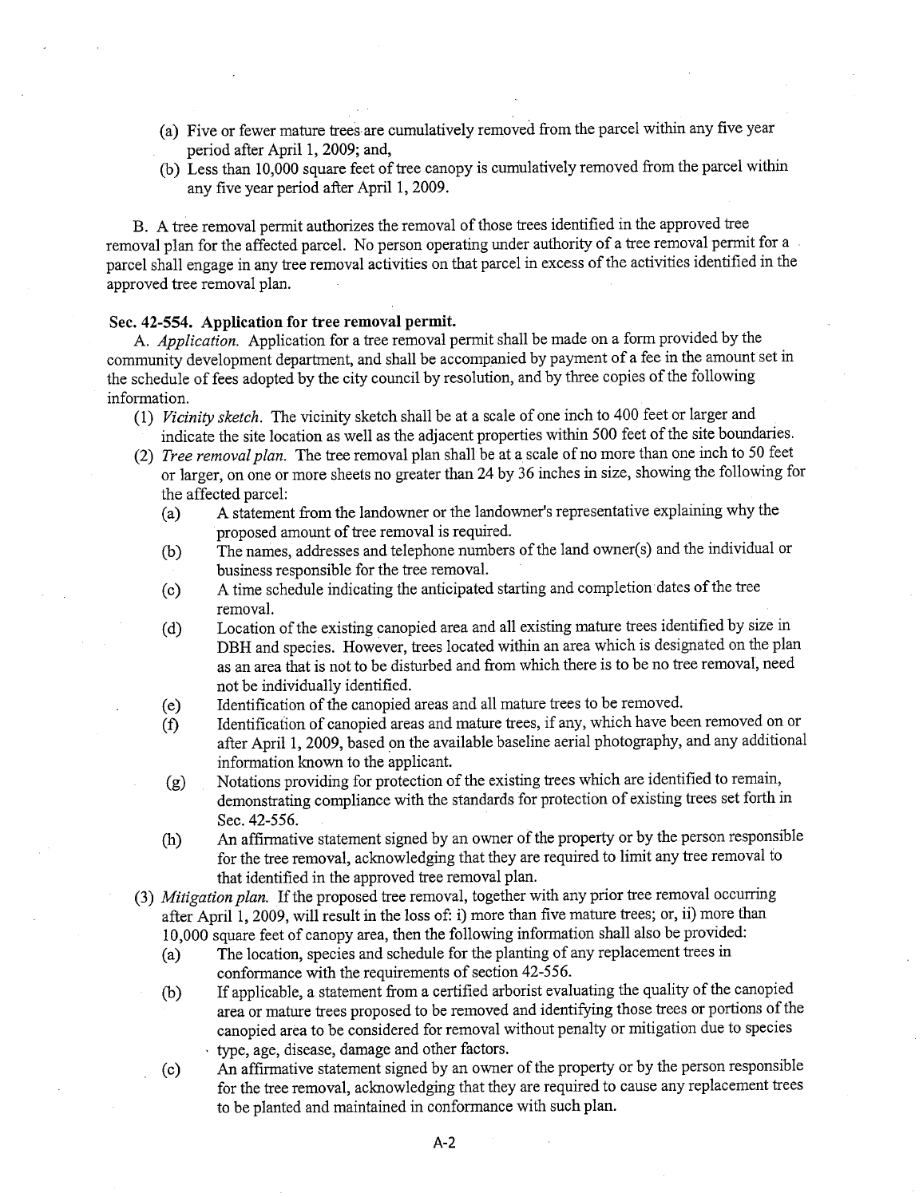(a) Five or fewer mature trees are cumulatively removed from the parcel within any five year period after April 1, 2009; and,

(b) Less than 10,000 square feet of tree canopy is cumulatively removed from the parcel within any five year period after April 1, 2009.

B. A tree removal permit authorizes the removal of those trees identified in the approved tree removal plan for the affected parcel. No person operating under authority of a tree removal permit for a parcel shall engage in any tree removal activities on that parcel in excess of the activities identified in the approved tree removal plan.

**Sec. 42-554. Application for tree removal permit.**

A. *Application.* Application for a tree removal permit shall be made on a form provided by the community development department, and shall be accompanied by payment of a fee in the amount set in the schedule of fees adopted by the city council by resolution, and by three copies of the following information.

(1) *Vicinity sketch.* The vicinity sketch shall be at a scale of one inch to 400 feet or larger and indicate the site location as well as the adjacent properties within 500 feet of the site boundaries.

(2) *Tree removal plan.* The tree removal plan shall be at a scale of no more than one inch to 50 feet or larger, on one or more sheets no greater than 24 by 36 inches in size, showing the following for the affected parcel:

(a) A statement from the landowner or the landowner's representative explaining why the proposed amount of tree removal is required.

(b) The names, addresses and telephone numbers of the land owner(s) and the individual or business responsible for the tree removal.

(c) A time schedule indicating the anticipated starting and completion dates of the tree removal.

(d) Location of the existing canopied area and all existing mature trees identified by size in DBH and species. However, trees located within an area which is designated on the plan as an area that is not to be disturbed and from which there is to be no tree removal, need not be individually identified.

(e) Identification of the canopied areas and all mature trees to be removed.

(f) Identification of canopied areas and mature trees, if any, which have been removed on or after April 1, 2009, based on the available baseline aerial photography, and any additional information known to the applicant.

(g) Notations providing for protection of the existing trees which are identified to remain, demonstrating compliance with the standards for protection of existing trees set forth in Sec. 42-556.

(h) An affirmative statement signed by an owner of the property or by the person responsible for the tree removal, acknowledging that they are required to limit any tree removal to that identified in the approved tree removal plan.

(3) *Mitigation plan.* If the proposed tree removal, together with any prior tree removal occurring after April 1, 2009, will result in the loss of: i) more than five mature trees; or, ii) more than 10,000 square feet of canopy area, then the following information shall also be provided:

(a) The location, species and schedule for the planting of any replacement trees in conformance with the requirements of section 42-556.

(b) If applicable, a statement from a certified arborist evaluating the quality of the canopied area or mature trees proposed to be removed and identifying those trees or portions of the canopied area to be considered for removal without penalty or mitigation due to species type, age, disease, damage and other factors.

(c) An affirmative statement signed by an owner of the property or by the person responsible for the tree removal, acknowledging that they are required to cause any replacement trees to be planted and maintained in conformance with such plan.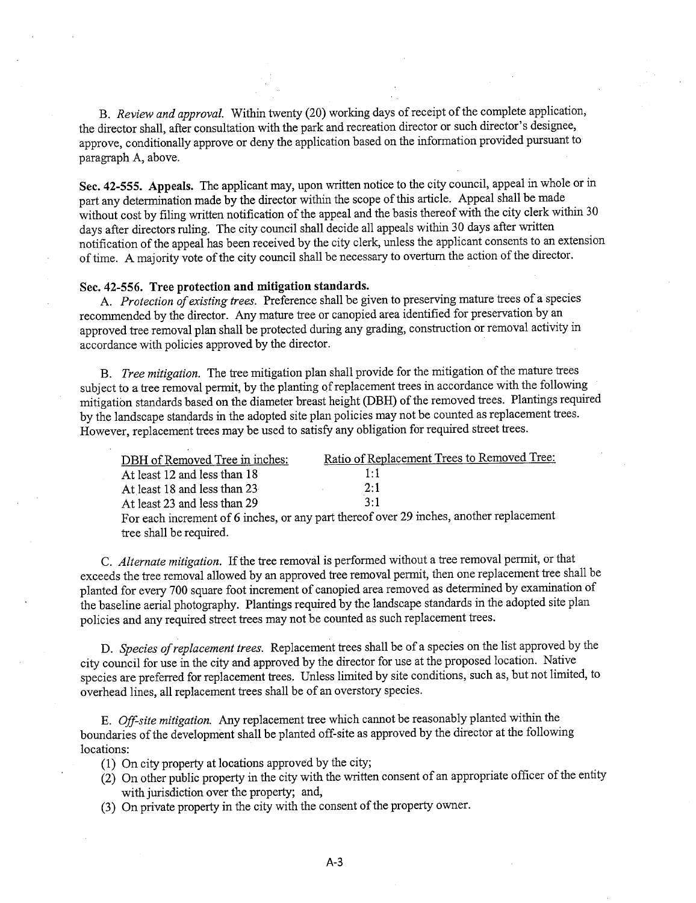B. *Review and approval.* Within twenty (20) working days of receipt of the complete application, the director shall, after consultation with the park and recreation director or such director's designee, approve, conditionally approve or deny the application based on the information provided pursuant to paragraph A, above.

**Sec. 42-555. Appeals.** The applicant may, upon written notice to the city council, appeal in whole or in part any determination made by the director within the scope of this article. Appeal shall be made without cost by filing written notification of the appeal and the basis thereof with the city clerk within 30 days after directors ruling. The city council shall decide all appeals within 30 days after written notification of the appeal has been received by the city clerk, unless the applicant consents to an extension of time. A majority vote of the city council shall be necessary to overturn the action of the director.

**Sec. 42-556. Tree protection and mitigation standards.**

A. *Protection of existing trees.* Preference shall be given to preserving mature trees of a species recommended by the director. Any mature tree or canopied area identified for preservation by an approved tree removal plan shall be protected during any grading, construction or removal activity in accordance with policies approved by the director.

B. *Tree mitigation.* The tree mitigation plan shall provide for the mitigation of the mature trees subject to a tree removal permit, by the planting of replacement trees in accordance with the following mitigation standards based on the diameter breast height (DBH) of the removed trees. Plantings required by the landscape standards in the adopted site plan policies may not be counted as replacement trees. However, replacement trees may be used to satisfy any obligation for required street trees.

| DBH of Removed Tree in inches: | Ratio of Replacement Trees to Removed Tree: |
|---|---|
| At least 12 and less than 18 | 1:1 |
| At least 18 and less than 23 | 2:1 |
| At least 23 and less than 29 | 3:1 |

For each increment of 6 inches, or any part thereof over 29 inches, another replacement tree shall be required.

C. *Alternate mitigation.* If the tree removal is performed without a tree removal permit, or that exceeds the tree removal allowed by an approved tree removal permit, then one replacement tree shall be planted for every 700 square foot increment of canopied area removed as determined by examination of the baseline aerial photography. Plantings required by the landscape standards in the adopted site plan policies and any required street trees may not be counted as such replacement trees.

D. *Species of replacement trees.* Replacement trees shall be of a species on the list approved by the city council for use in the city and approved by the director for use at the proposed location. Native species are preferred for replacement trees. Unless limited by site conditions, such as, but not limited, to overhead lines, all replacement trees shall be of an overstory species.

E. *Off-site mitigation.* Any replacement tree which cannot be reasonably planted within the boundaries of the development shall be planted off-site as approved by the director at the following locations:

(1) On city property at locations approved by the city;
(2) On other public property in the city with the written consent of an appropriate officer of the entity with jurisdiction over the property; and,
(3) On private property in the city with the consent of the property owner.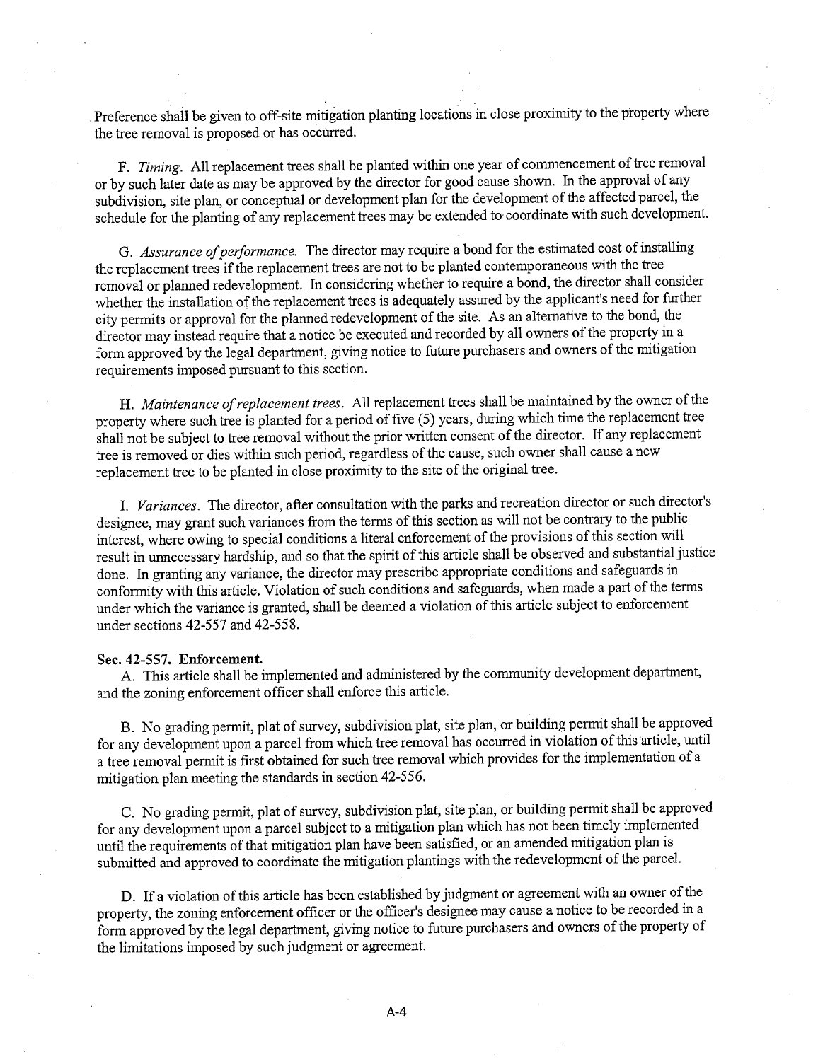Preference shall be given to off-site mitigation planting locations in close proximity to the property where the tree removal is proposed or has occurred.

F. *Timing*. All replacement trees shall be planted within one year of commencement of tree removal or by such later date as may be approved by the director for good cause shown. In the approval of any subdivision, site plan, or conceptual or development plan for the development of the affected parcel, the schedule for the planting of any replacement trees may be extended to coordinate with such development.

G. *Assurance of performance*. The director may require a bond for the estimated cost of installing the replacement trees if the replacement trees are not to be planted contemporaneous with the tree removal or planned redevelopment. In considering whether to require a bond, the director shall consider whether the installation of the replacement trees is adequately assured by the applicant's need for further city permits or approval for the planned redevelopment of the site. As an alternative to the bond, the director may instead require that a notice be executed and recorded by all owners of the property in a form approved by the legal department, giving notice to future purchasers and owners of the mitigation requirements imposed pursuant to this section.

H. *Maintenance of replacement trees*. All replacement trees shall be maintained by the owner of the property where such tree is planted for a period of five (5) years, during which time the replacement tree shall not be subject to tree removal without the prior written consent of the director. If any replacement tree is removed or dies within such period, regardless of the cause, such owner shall cause a new replacement tree to be planted in close proximity to the site of the original tree.

I. *Variances*. The director, after consultation with the parks and recreation director or such director's designee, may grant such variances from the terms of this section as will not be contrary to the public interest, where owing to special conditions a literal enforcement of the provisions of this section will result in unnecessary hardship, and so that the spirit of this article shall be observed and substantial justice done. In granting any variance, the director may prescribe appropriate conditions and safeguards in conformity with this article. Violation of such conditions and safeguards, when made a part of the terms under which the variance is granted, shall be deemed a violation of this article subject to enforcement under sections 42-557 and 42-558.

**Sec. 42-557. Enforcement.**

A. This article shall be implemented and administered by the community development department, and the zoning enforcement officer shall enforce this article.

B. No grading permit, plat of survey, subdivision plat, site plan, or building permit shall be approved for any development upon a parcel from which tree removal has occurred in violation of this article, until a tree removal permit is first obtained for such tree removal which provides for the implementation of a mitigation plan meeting the standards in section 42-556.

C. No grading permit, plat of survey, subdivision plat, site plan, or building permit shall be approved for any development upon a parcel subject to a mitigation plan which has not been timely implemented until the requirements of that mitigation plan have been satisfied, or an amended mitigation plan is submitted and approved to coordinate the mitigation plantings with the redevelopment of the parcel.

D. If a violation of this article has been established by judgment or agreement with an owner of the property, the zoning enforcement officer or the officer's designee may cause a notice to be recorded in a form approved by the legal department, giving notice to future purchasers and owners of the property of the limitations imposed by such judgment or agreement.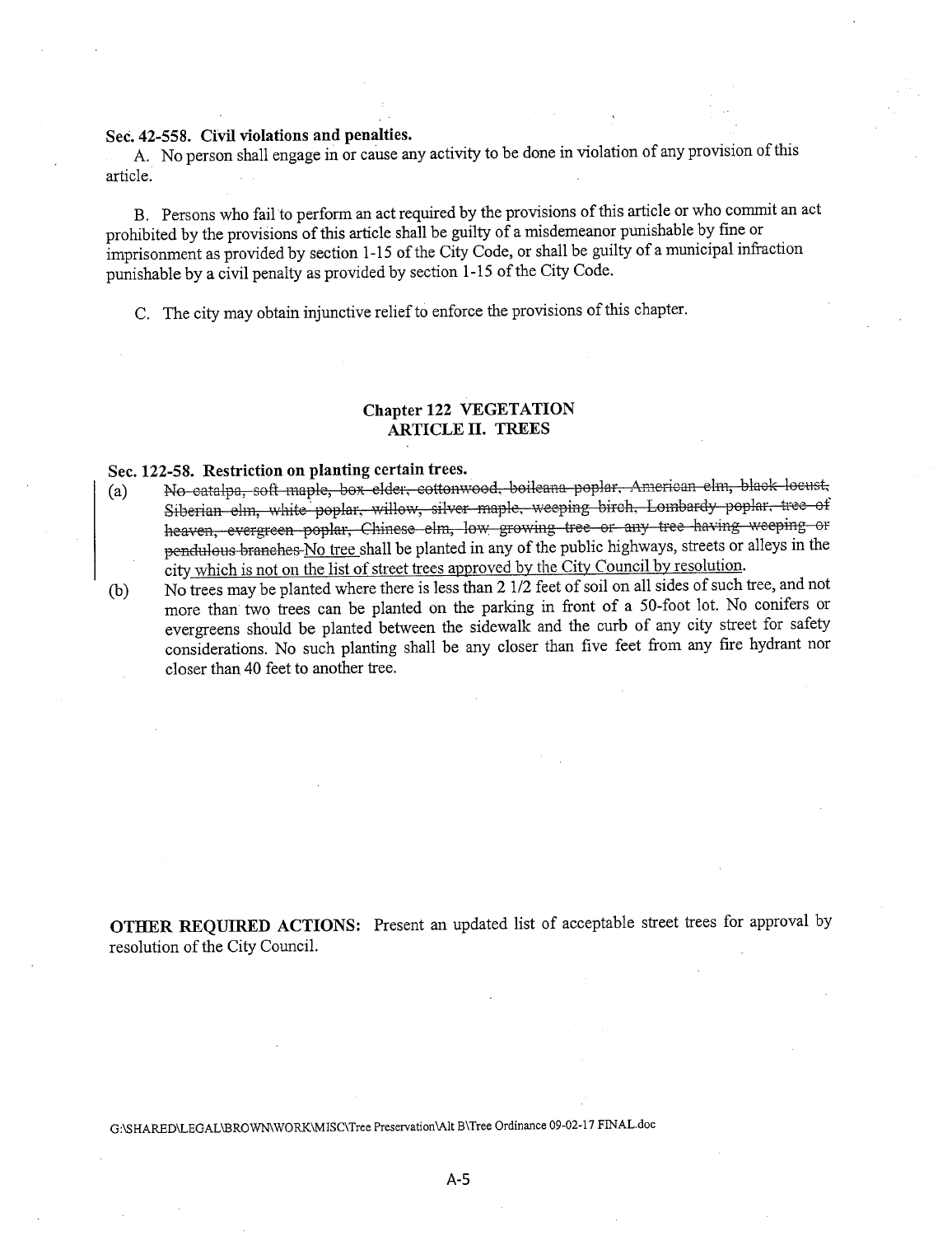**Sec. 42-558. Civil violations and penalties.**

A. No person shall engage in or cause any activity to be done in violation of any provision of this article.

B. Persons who fail to perform an act required by the provisions of this article or who commit an act prohibited by the provisions of this article shall be guilty of a misdemeanor punishable by fine or imprisonment as provided by section 1-15 of the City Code, or shall be guilty of a municipal infraction punishable by a civil penalty as provided by section 1-15 of the City Code.

C. The city may obtain injunctive relief to enforce the provisions of this chapter.

**Chapter 122 VEGETATION**
**ARTICLE II. TREES**

**Sec. 122-58. Restriction on planting certain trees.**

(a) ~~No catalpa, soft maple, box elder, cottonwood, boileana poplar, American elm, black locust, Siberian elm, white poplar, willow, silver maple, weeping birch, Lombardy poplar, tree of heaven, evergreen poplar, Chinese elm, low growing tree or any tree having weeping or pendulous branches~~ No tree shall be planted in any of the public highways, streets or alleys in the city which is not on the list of street trees approved by the City Council by resolution.

(b) No trees may be planted where there is less than 2 1/2 feet of soil on all sides of such tree, and not more than two trees can be planted on the parking in front of a 50-foot lot. No conifers or evergreens should be planted between the sidewalk and the curb of any city street for safety considerations. No such planting shall be any closer than five feet from any fire hydrant nor closer than 40 feet to another tree.

**OTHER REQUIRED ACTIONS:** Present an updated list of acceptable street trees for approval by resolution of the City Council.

G:\SHARED\LEGAL\BROWN\WORK\MISC\Tree Preservation\Alt B\Tree Ordinance 09-02-17 FINAL.doc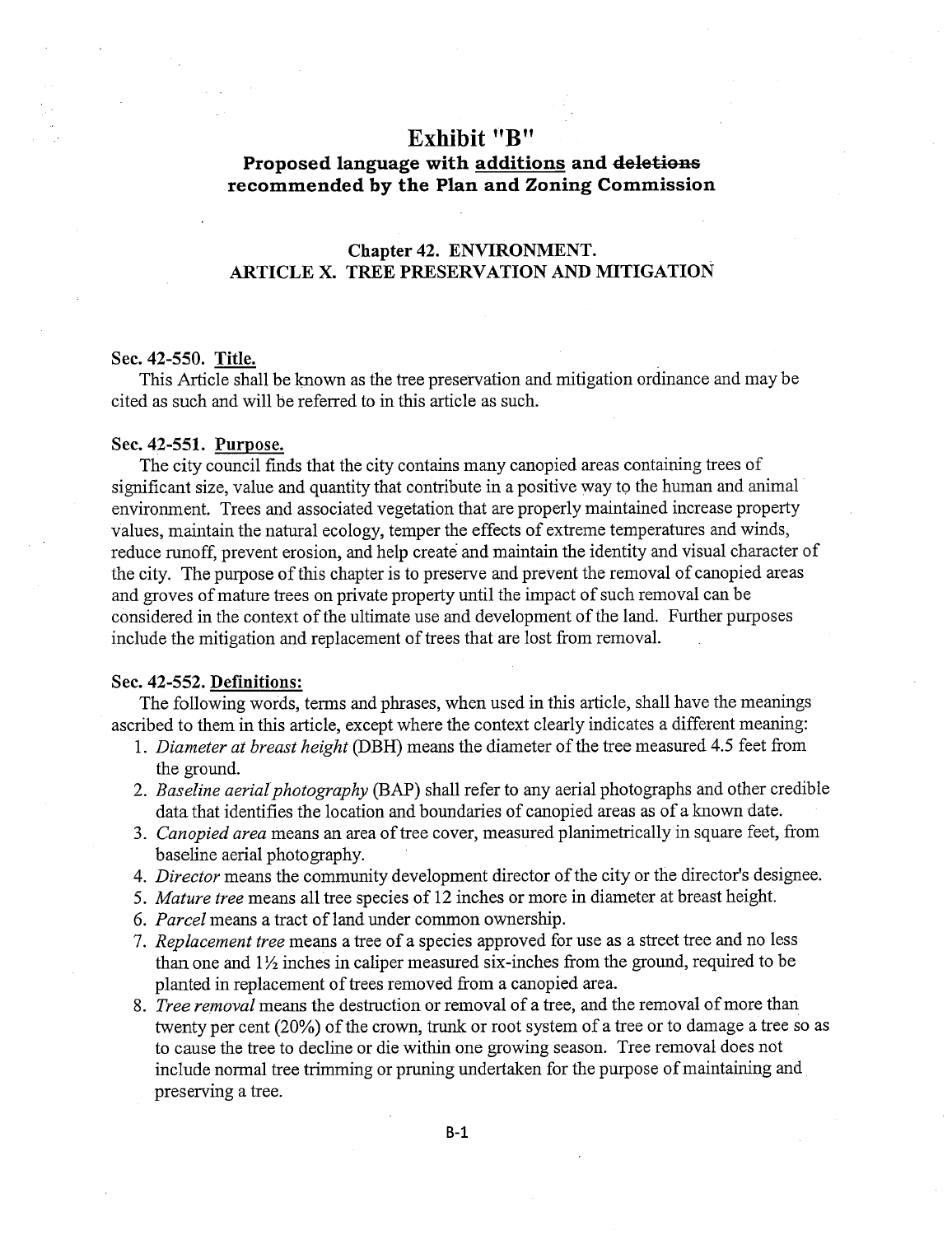# Exhibit "B"

## Proposed language with additions and ~~deletions~~ recommended by the Plan and Zoning Commission

### Chapter 42. ENVIRONMENT.
### ARTICLE X. TREE PRESERVATION AND MITIGATION

**Sec. 42-550. Title.**

This Article shall be known as the tree preservation and mitigation ordinance and may be cited as such and will be referred to in this article as such.

**Sec. 42-551. Purpose.**

The city council finds that the city contains many canopied areas containing trees of significant size, value and quantity that contribute in a positive way to the human and animal environment. Trees and associated vegetation that are properly maintained increase property values, maintain the natural ecology, temper the effects of extreme temperatures and winds, reduce runoff, prevent erosion, and help create and maintain the identity and visual character of the city. The purpose of this chapter is to preserve and prevent the removal of canopied areas and groves of mature trees on private property until the impact of such removal can be considered in the context of the ultimate use and development of the land. Further purposes include the mitigation and replacement of trees that are lost from removal.

**Sec. 42-552. Definitions:**

The following words, terms and phrases, when used in this article, shall have the meanings ascribed to them in this article, except where the context clearly indicates a different meaning:

1. *Diameter at breast height* (DBH) means the diameter of the tree measured 4.5 feet from the ground.
2. *Baseline aerial photography* (BAP) shall refer to any aerial photographs and other credible data that identifies the location and boundaries of canopied areas as of a known date.
3. *Canopied area* means an area of tree cover, measured planimetrically in square feet, from baseline aerial photography.
4. *Director* means the community development director of the city or the director's designee.
5. *Mature tree* means all tree species of 12 inches or more in diameter at breast height.
6. *Parcel* means a tract of land under common ownership.
7. *Replacement tree* means a tree of a species approved for use as a street tree and no less than one and 1½ inches in caliper measured six-inches from the ground, required to be planted in replacement of trees removed from a canopied area.
8. *Tree removal* means the destruction or removal of a tree, and the removal of more than twenty per cent (20%) of the crown, trunk or root system of a tree or to damage a tree so as to cause the tree to decline or die within one growing season. Tree removal does not include normal tree trimming or pruning undertaken for the purpose of maintaining and preserving a tree.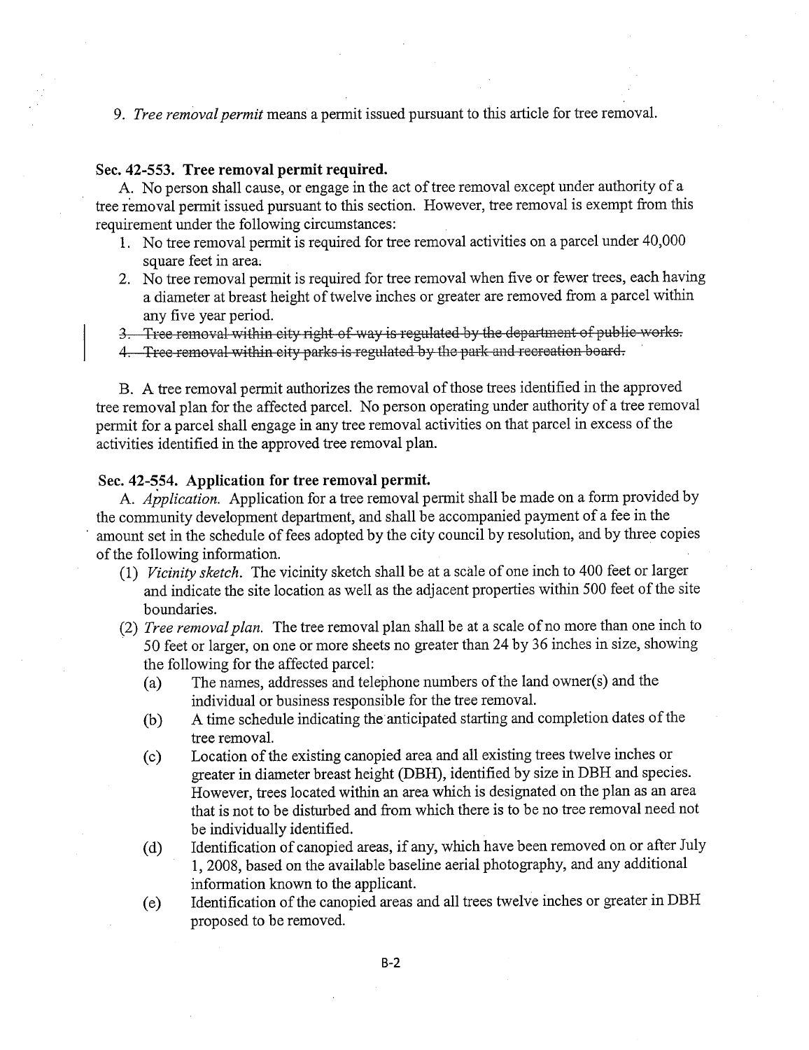9. *Tree removal permit* means a permit issued pursuant to this article for tree removal.

### Sec. 42-553. Tree removal permit required.

A. No person shall cause, or engage in the act of tree removal except under authority of a tree removal permit issued pursuant to this section. However, tree removal is exempt from this requirement under the following circumstances:

1. No tree removal permit is required for tree removal activities on a parcel under 40,000 square feet in area.
2. No tree removal permit is required for tree removal when five or fewer trees, each having a diameter at breast height of twelve inches or greater are removed from a parcel within any five year period.
3. ~~Tree removal within city right-of-way is regulated by the department of public works.~~
4. ~~Tree removal within city parks is regulated by the park and recreation board.~~

B. A tree removal permit authorizes the removal of those trees identified in the approved tree removal plan for the affected parcel. No person operating under authority of a tree removal permit for a parcel shall engage in any tree removal activities on that parcel in excess of the activities identified in the approved tree removal plan.

### Sec. 42-554. Application for tree removal permit.

A. *Application.* Application for a tree removal permit shall be made on a form provided by the community development department, and shall be accompanied payment of a fee in the amount set in the schedule of fees adopted by the city council by resolution, and by three copies of the following information.

(1) *Vicinity sketch.* The vicinity sketch shall be at a scale of one inch to 400 feet or larger and indicate the site location as well as the adjacent properties within 500 feet of the site boundaries.

(2) *Tree removal plan.* The tree removal plan shall be at a scale of no more than one inch to 50 feet or larger, on one or more sheets no greater than 24 by 36 inches in size, showing the following for the affected parcel:

(a) The names, addresses and telephone numbers of the land owner(s) and the individual or business responsible for the tree removal.

(b) A time schedule indicating the anticipated starting and completion dates of the tree removal.

(c) Location of the existing canopied area and all existing trees twelve inches or greater in diameter breast height (DBH), identified by size in DBH and species. However, trees located within an area which is designated on the plan as an area that is not to be disturbed and from which there is to be no tree removal need not be individually identified.

(d) Identification of canopied areas, if any, which have been removed on or after July 1, 2008, based on the available baseline aerial photography, and any additional information known to the applicant.

(e) Identification of the canopied areas and all trees twelve inches or greater in DBH proposed to be removed.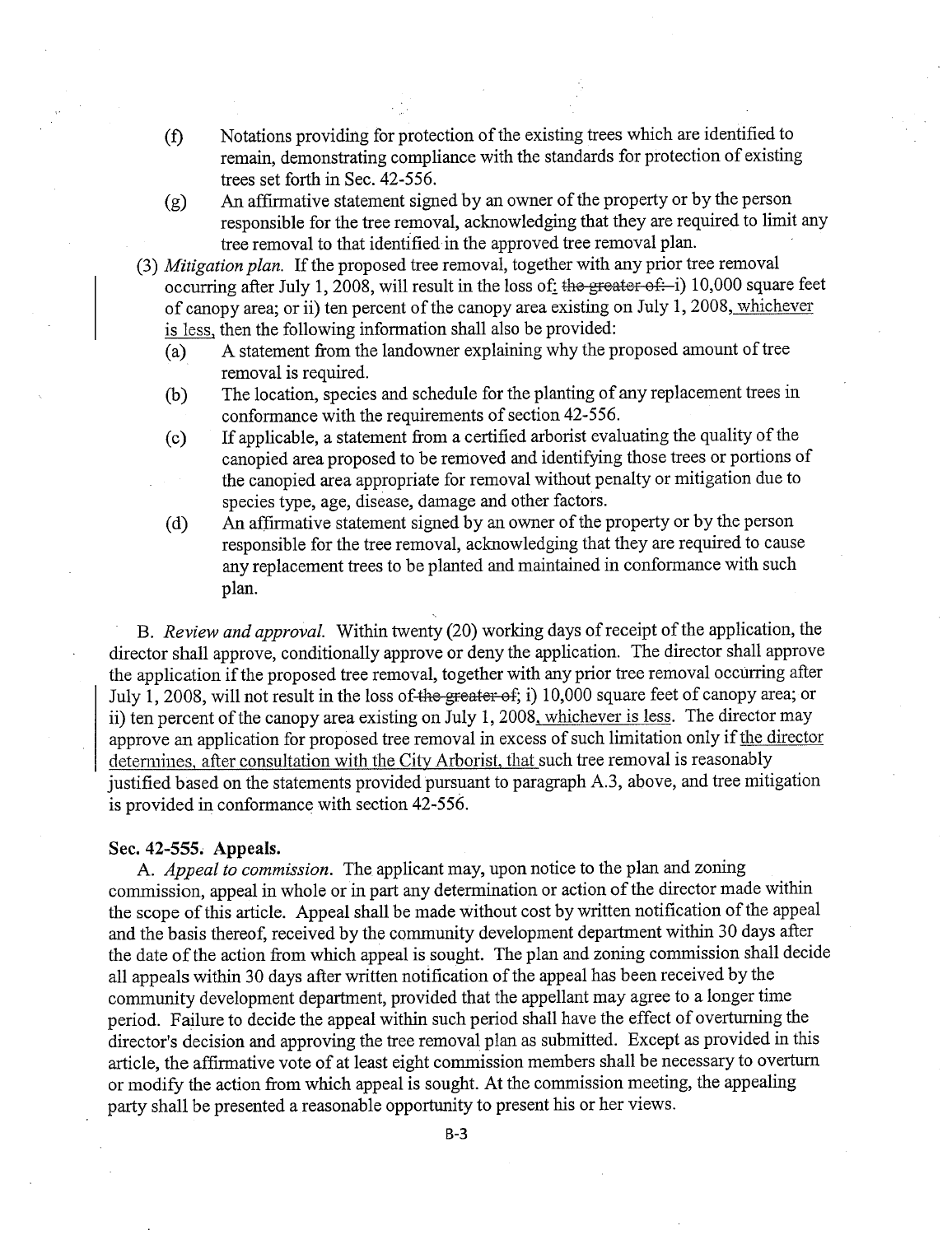- (f) Notations providing for protection of the existing trees which are identified to remain, demonstrating compliance with the standards for protection of existing trees set forth in Sec. 42-556.
- (g) An affirmative statement signed by an owner of the property or by the person responsible for the tree removal, acknowledging that they are required to limit any tree removal to that identified in the approved tree removal plan.

(3) *Mitigation plan.* If the proposed tree removal, together with any prior tree removal occurring after July 1, 2008, will result in the loss of: ~~the greater of:~~ i) 10,000 square feet of canopy area; or ii) ten percent of the canopy area existing on July 1, 2008, whichever is less, then the following information shall also be provided:

- (a) A statement from the landowner explaining why the proposed amount of tree removal is required.
- (b) The location, species and schedule for the planting of any replacement trees in conformance with the requirements of section 42-556.
- (c) If applicable, a statement from a certified arborist evaluating the quality of the canopied area proposed to be removed and identifying those trees or portions of the canopied area appropriate for removal without penalty or mitigation due to species type, age, disease, damage and other factors.
- (d) An affirmative statement signed by an owner of the property or by the person responsible for the tree removal, acknowledging that they are required to cause any replacement trees to be planted and maintained in conformance with such plan.

B. *Review and approval.* Within twenty (20) working days of receipt of the application, the director shall approve, conditionally approve or deny the application. The director shall approve the application if the proposed tree removal, together with any prior tree removal occurring after July 1, 2008, will not result in the loss of ~~the greater of~~; i) 10,000 square feet of canopy area; or ii) ten percent of the canopy area existing on July 1, 2008, whichever is less. The director may approve an application for proposed tree removal in excess of such limitation only if the director determines, after consultation with the City Arborist, that such tree removal is reasonably justified based on the statements provided pursuant to paragraph A.3, above, and tree mitigation is provided in conformance with section 42-556.

**Sec. 42-555. Appeals.**

A. *Appeal to commission.* The applicant may, upon notice to the plan and zoning commission, appeal in whole or in part any determination or action of the director made within the scope of this article. Appeal shall be made without cost by written notification of the appeal and the basis thereof, received by the community development department within 30 days after the date of the action from which appeal is sought. The plan and zoning commission shall decide all appeals within 30 days after written notification of the appeal has been received by the community development department, provided that the appellant may agree to a longer time period. Failure to decide the appeal within such period shall have the effect of overturning the director's decision and approving the tree removal plan as submitted. Except as provided in this article, the affirmative vote of at least eight commission members shall be necessary to overturn or modify the action from which appeal is sought. At the commission meeting, the appealing party shall be presented a reasonable opportunity to present his or her views.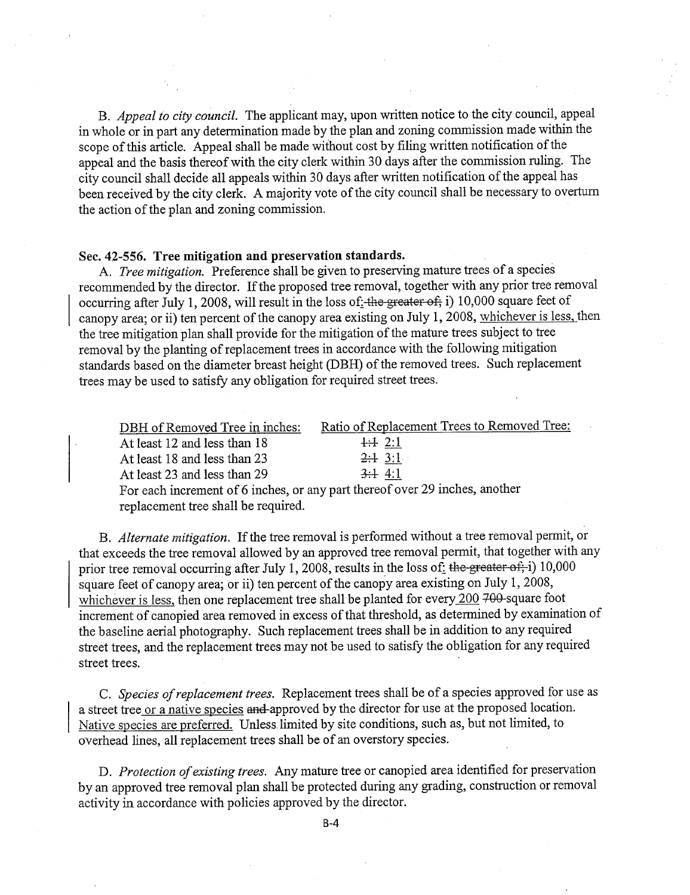B. *Appeal to city council.* The applicant may, upon written notice to the city council, appeal in whole or in part any determination made by the plan and zoning commission made within the scope of this article. Appeal shall be made without cost by filing written notification of the appeal and the basis thereof with the city clerk within 30 days after the commission ruling. The city council shall decide all appeals within 30 days after written notification of the appeal has been received by the city clerk. A majority vote of the city council shall be necessary to overturn the action of the plan and zoning commission.

**Sec. 42-556. Tree mitigation and preservation standards.**

A. *Tree mitigation.* Preference shall be given to preserving mature trees of a species recommended by the director. If the proposed tree removal, together with any prior tree removal occurring after July 1, 2008, will result in the loss of: ~~the greater of;~~ i) 10,000 square feet of canopy area; or ii) ten percent of the canopy area existing on July 1, 2008, whichever is less, then the tree mitigation plan shall provide for the mitigation of the mature trees subject to tree removal by the planting of replacement trees in accordance with the following mitigation standards based on the diameter breast height (DBH) of the removed trees. Such replacement trees may be used to satisfy any obligation for required street trees.

| DBH of Removed Tree in inches: | Ratio of Replacement Trees to Removed Tree: |
|---|---|
| At least 12 and less than 18 | ~~1:1~~ 2:1 |
| At least 18 and less than 23 | ~~2:1~~ 3:1 |
| At least 23 and less than 29 | ~~3:1~~ 4:1 |

For each increment of 6 inches, or any part thereof over 29 inches, another replacement tree shall be required.

B. *Alternate mitigation.* If the tree removal is performed without a tree removal permit, or that exceeds the tree removal allowed by an approved tree removal permit, that together with any prior tree removal occurring after July 1, 2008, results in the loss of: ~~the greater of;~~ i) 10,000 square feet of canopy area; or ii) ten percent of the canopy area existing on July 1, 2008, whichever is less, then one replacement tree shall be planted for every 200 ~~700~~ square foot increment of canopied area removed in excess of that threshold, as determined by examination of the baseline aerial photography. Such replacement trees shall be in addition to any required street trees, and the replacement trees may not be used to satisfy the obligation for any required street trees.

C. *Species of replacement trees.* Replacement trees shall be of a species approved for use as a street tree or a native species ~~and~~ approved by the director for use at the proposed location. Native species are preferred. Unless limited by site conditions, such as, but not limited, to overhead lines, all replacement trees shall be of an overstory species.

D. *Protection of existing trees.* Any mature tree or canopied area identified for preservation by an approved tree removal plan shall be protected during any grading, construction or removal activity in accordance with policies approved by the director.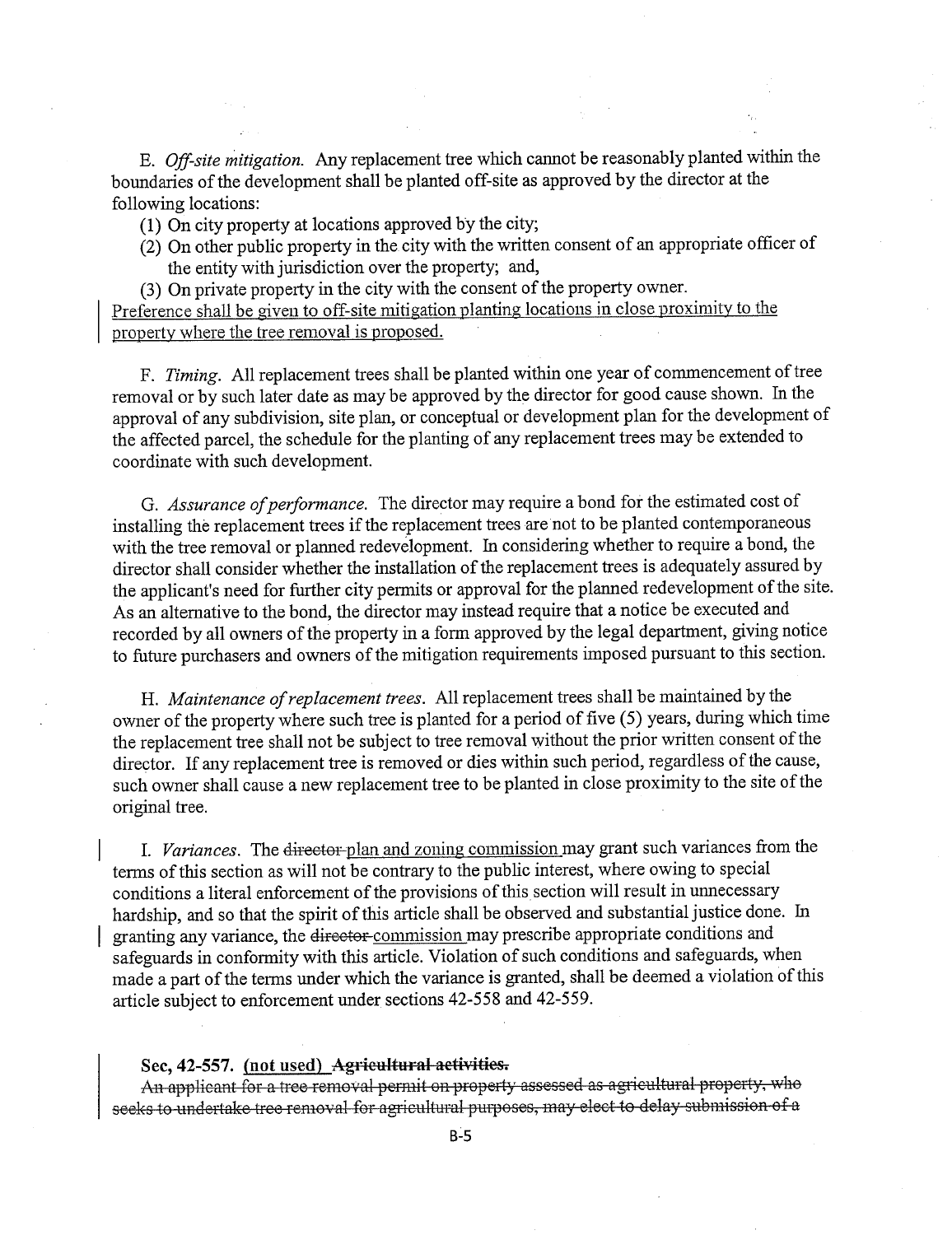E. *Off-site mitigation.* Any replacement tree which cannot be reasonably planted within the boundaries of the development shall be planted off-site as approved by the director at the following locations:

(1) On city property at locations approved by the city;

(2) On other public property in the city with the written consent of an appropriate officer of the entity with jurisdiction over the property; and,

(3) On private property in the city with the consent of the property owner.

<u>Preference shall be given to off-site mitigation planting locations in close proximity to the property where the tree removal is proposed.</u>

F. *Timing.* All replacement trees shall be planted within one year of commencement of tree removal or by such later date as may be approved by the director for good cause shown. In the approval of any subdivision, site plan, or conceptual or development plan for the development of the affected parcel, the schedule for the planting of any replacement trees may be extended to coordinate with such development.

G. *Assurance of performance.* The director may require a bond for the estimated cost of installing the replacement trees if the replacement trees are not to be planted contemporaneous with the tree removal or planned redevelopment. In considering whether to require a bond, the director shall consider whether the installation of the replacement trees is adequately assured by the applicant's need for further city permits or approval for the planned redevelopment of the site. As an alternative to the bond, the director may instead require that a notice be executed and recorded by all owners of the property in a form approved by the legal department, giving notice to future purchasers and owners of the mitigation requirements imposed pursuant to this section.

H. *Maintenance of replacement trees.* All replacement trees shall be maintained by the owner of the property where such tree is planted for a period of five (5) years, during which time the replacement tree shall not be subject to tree removal without the prior written consent of the director. If any replacement tree is removed or dies within such period, regardless of the cause, such owner shall cause a new replacement tree to be planted in close proximity to the site of the original tree.

I. *Variances.* The ~~director~~ <u>plan and zoning commission</u> may grant such variances from the terms of this section as will not be contrary to the public interest, where owing to special conditions a literal enforcement of the provisions of this section will result in unnecessary hardship, and so that the spirit of this article shall be observed and substantial justice done. In granting any variance, the ~~director~~ <u>commission</u> may prescribe appropriate conditions and safeguards in conformity with this article. Violation of such conditions and safeguards, when made a part of the terms under which the variance is granted, shall be deemed a violation of this article subject to enforcement under sections 42-558 and 42-559.

**Sec, 42-557. <u>(not used)</u> ~~Agricultural activities.~~**

~~An applicant for a tree removal permit on property assessed as agricultural property, who seeks to undertake tree removal for agricultural purposes, may elect to delay submission of a~~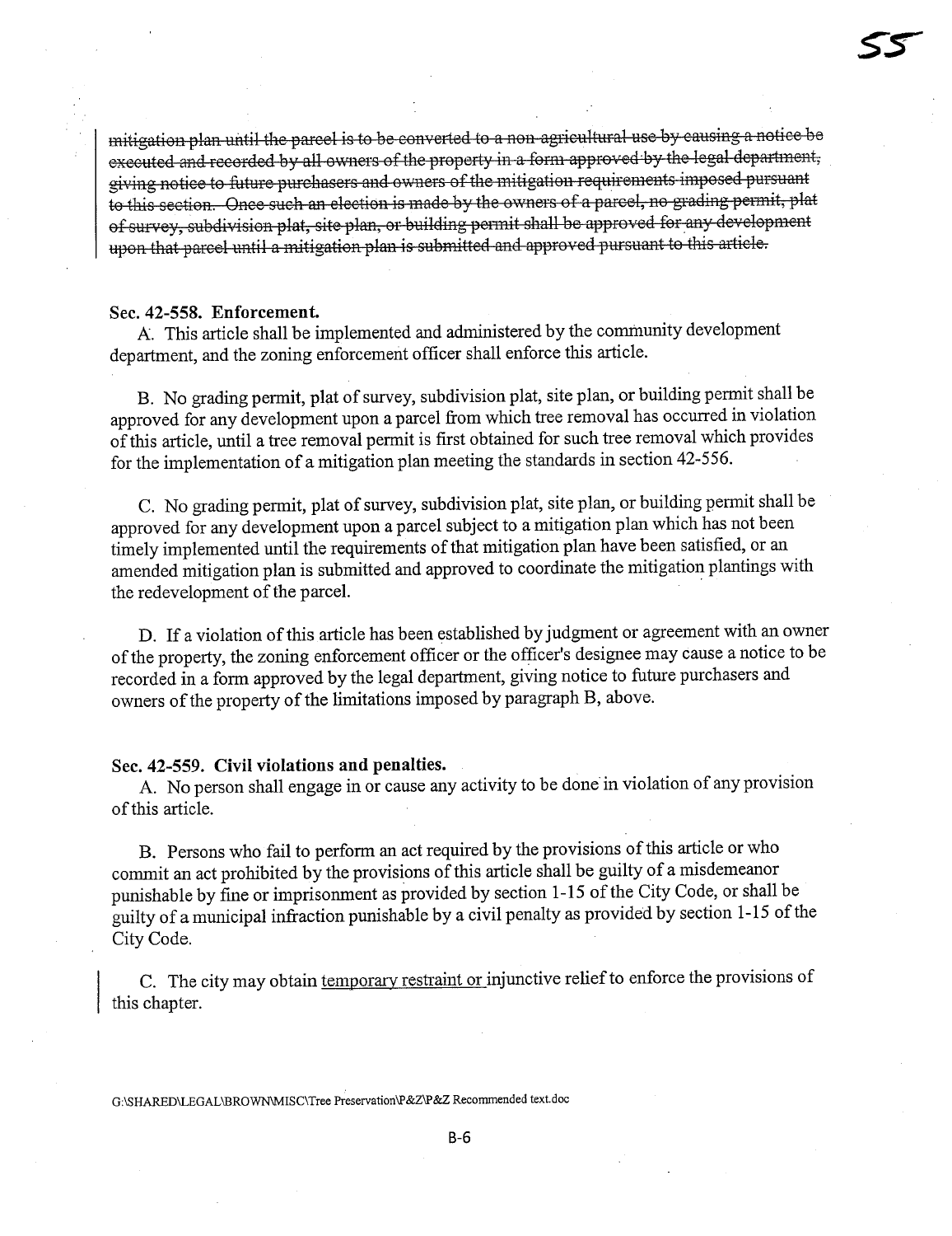~~mitigation plan until the parcel is to be converted to a non-agricultural use by causing a notice be executed and recorded by all owners of the property in a form approved by the legal department, giving notice to future purchasers and owners of the mitigation requirements imposed pursuant to this section. Once such an election is made by the owners of a parcel, no grading permit, plat of survey, subdivision plat, site plan, or building permit shall be approved for any development upon that parcel until a mitigation plan is submitted and approved pursuant to this article.~~

**Sec. 42-558. Enforcement.**

A. This article shall be implemented and administered by the community development department, and the zoning enforcement officer shall enforce this article.

B. No grading permit, plat of survey, subdivision plat, site plan, or building permit shall be approved for any development upon a parcel from which tree removal has occurred in violation of this article, until a tree removal permit is first obtained for such tree removal which provides for the implementation of a mitigation plan meeting the standards in section 42-556.

C. No grading permit, plat of survey, subdivision plat, site plan, or building permit shall be approved for any development upon a parcel subject to a mitigation plan which has not been timely implemented until the requirements of that mitigation plan have been satisfied, or an amended mitigation plan is submitted and approved to coordinate the mitigation plantings with the redevelopment of the parcel.

D. If a violation of this article has been established by judgment or agreement with an owner of the property, the zoning enforcement officer or the officer's designee may cause a notice to be recorded in a form approved by the legal department, giving notice to future purchasers and owners of the property of the limitations imposed by paragraph B, above.

**Sec. 42-559. Civil violations and penalties.**

A. No person shall engage in or cause any activity to be done in violation of any provision of this article.

B. Persons who fail to perform an act required by the provisions of this article or who commit an act prohibited by the provisions of this article shall be guilty of a misdemeanor punishable by fine or imprisonment as provided by section 1-15 of the City Code, or shall be guilty of a municipal infraction punishable by a civil penalty as provided by section 1-15 of the City Code.

C. The city may obtain <u>temporary restraint or</u> injunctive relief to enforce the provisions of this chapter.

G:\SHARED\LEGAL\BROWN\MISC\Tree Preservation\P&Z\P&Z Recommended text.doc